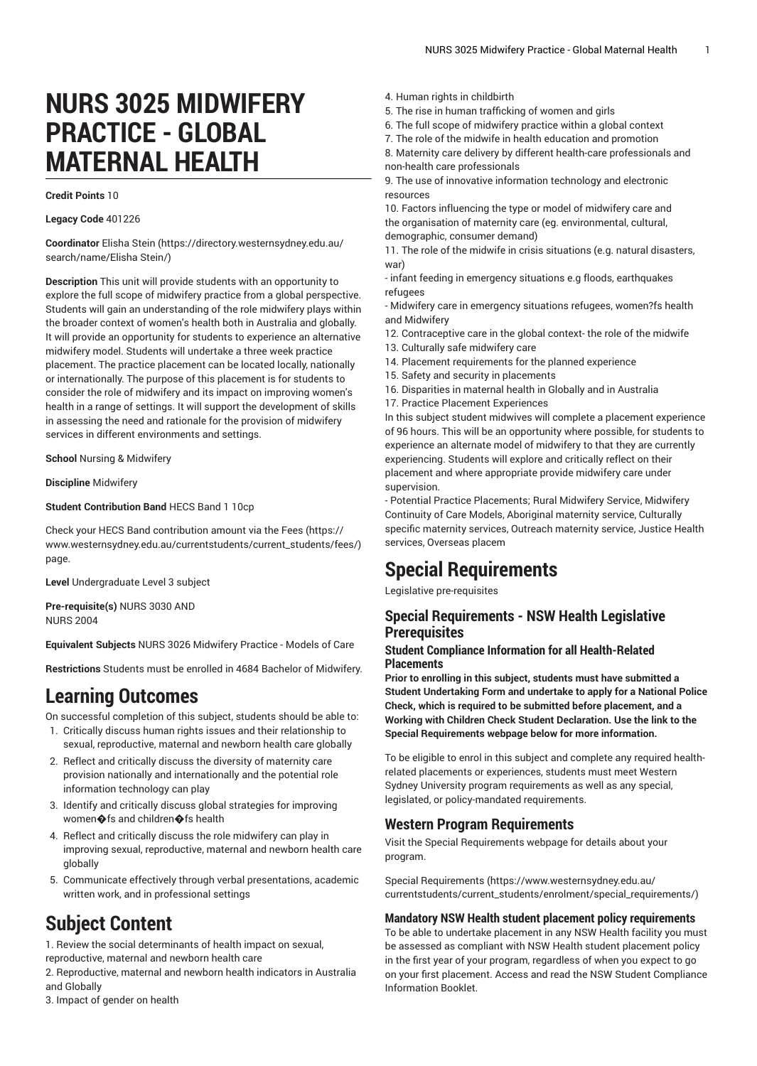# NURS 3025 MIDWIFERY PRACTICE - GLOBAL MATERNAL HEALTH

**Credit Points** 10

**Legacy Code** 401226

**Coordinator** Elisha Stein (https://directory.westernsydney.edu.au/search/name/Elisha Stein/)

**Description** This unit will provide students with an opportunity to explore the full scope of midwifery practice from a global perspective. Students will gain an understanding of the role midwifery plays within the broader context of women's health both in Australia and globally. It will provide an opportunity for students to experience an alternative midwifery model. Students will undertake a three week practice placement. The practice placement can be located locally, nationally or internationally. The purpose of this placement is for students to consider the role of midwifery and its impact on improving women's health in a range of settings. It will support the development of skills in assessing the need and rationale for the provision of midwifery services in different environments and settings.

**School** Nursing & Midwifery

**Discipline** Midwifery

**Student Contribution Band** HECS Band 1 10cp

Check your HECS Band contribution amount via the Fees (https://www.westernsydney.edu.au/currentstudents/current_students/fees/) page.

**Level** Undergraduate Level 3 subject

**Pre-requisite(s)** NURS 3030 AND NURS 2004

**Equivalent Subjects** NURS 3026 Midwifery Practice - Models of Care

**Restrictions** Students must be enrolled in 4684 Bachelor of Midwifery.

## Learning Outcomes

On successful completion of this subject, students should be able to:

1. Critically discuss human rights issues and their relationship to sexual, reproductive, maternal and newborn health care globally
2. Reflect and critically discuss the diversity of maternity care provision nationally and internationally and the potential role information technology can play
3. Identify and critically discuss global strategies for improving women�fs and children�fs health
4. Reflect and critically discuss the role midwifery can play in improving sexual, reproductive, maternal and newborn health care globally
5. Communicate effectively through verbal presentations, academic written work, and in professional settings

## Subject Content

1. Review the social determinants of health impact on sexual, reproductive, maternal and newborn health care
2. Reproductive, maternal and newborn health indicators in Australia and Globally
3. Impact of gender on health
4. Human rights in childbirth
5. The rise in human trafficking of women and girls
6. The full scope of midwifery practice within a global context
7. The role of the midwife in health education and promotion
8. Maternity care delivery by different health-care professionals and non-health care professionals
9. The use of innovative information technology and electronic resources
10. Factors influencing the type or model of midwifery care and the organisation of maternity care (eg. environmental, cultural, demographic, consumer demand)
11. The role of the midwife in crisis situations (e.g. natural disasters, war)
    - infant feeding in emergency situations e.g floods, earthquakes refugees
    - Midwifery care in emergency situations refugees, women?fs health and Midwifery
12. Contraceptive care in the global context- the role of the midwife
13. Culturally safe midwifery care
14. Placement requirements for the planned experience
15. Safety and security in placements
16. Disparities in maternal health in Globally and in Australia
17. Practice Placement Experiences

In this subject student midwives will complete a placement experience of 96 hours. This will be an opportunity where possible, for students to experience an alternate model of midwifery to that they are currently experiencing. Students will explore and critically reflect on their placement and where appropriate provide midwifery care under supervision.

- Potential Practice Placements; Rural Midwifery Service, Midwifery Continuity of Care Models, Aboriginal maternity service, Culturally specific maternity services, Outreach maternity service, Justice Health services, Overseas placem

## Special Requirements

Legislative pre-requisites

### Special Requirements - NSW Health Legislative Prerequisites

#### Student Compliance Information for all Health-Related Placements

**Prior to enrolling in this subject, students must have submitted a Student Undertaking Form and undertake to apply for a National Police Check, which is required to be submitted before placement, and a Working with Children Check Student Declaration. Use the link to the Special Requirements webpage below for more information.**

To be eligible to enrol in this subject and complete any required health-related placements or experiences, students must meet Western Sydney University program requirements as well as any special, legislated, or policy-mandated requirements.

### Western Program Requirements

Visit the Special Requirements webpage for details about your program.

Special Requirements (https://www.westernsydney.edu.au/currentstudents/current_students/enrolment/special_requirements/)

#### Mandatory NSW Health student placement policy requirements

To be able to undertake placement in any NSW Health facility you must be assessed as compliant with NSW Health student placement policy in the first year of your program, regardless of when you expect to go on your first placement. Access and read the NSW Student Compliance Information Booklet.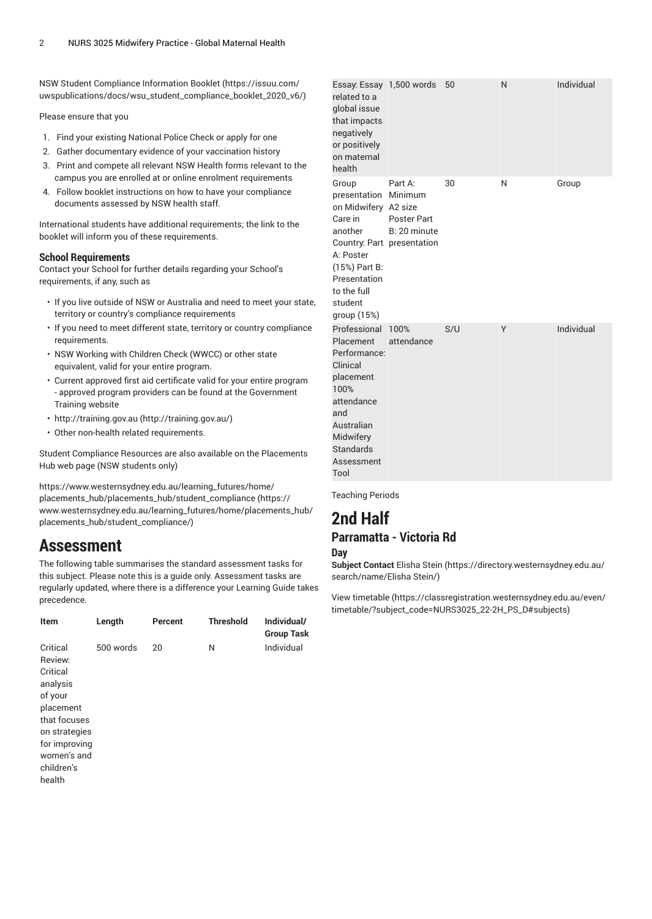NSW Student Compliance Information Booklet (https://issuu.com/uwspublications/docs/wsu_student_compliance_booklet_2020_v6/)

Please ensure that you

1. Find your existing National Police Check or apply for one
2. Gather documentary evidence of your vaccination history
3. Print and compete all relevant NSW Health forms relevant to the campus you are enrolled at or online enrolment requirements
4. Follow booklet instructions on how to have your compliance documents assessed by NSW health staff.

International students have additional requirements; the link to the booklet will inform you of these requirements.

**School Requirements**

Contact your School for further details regarding your School's requirements, if any, such as

- If you live outside of NSW or Australia and need to meet your state, territory or country's compliance requirements
- If you need to meet different state, territory or country compliance requirements.
- NSW Working with Children Check (WWCC) or other state equivalent, valid for your entire program.
- Current approved first aid certificate valid for your entire program - approved program providers can be found at the Government Training website
- http://training.gov.au (http://training.gov.au/)
- Other non-health related requirements.

Student Compliance Resources are also available on the Placements Hub web page (NSW students only)

https://www.westernsydney.edu.au/learning_futures/home/placements_hub/placements_hub/student_compliance (https://www.westernsydney.edu.au/learning_futures/home/placements_hub/placements_hub/student_compliance/)

# Assessment

The following table summarises the standard assessment tasks for this subject. Please note this is a guide only. Assessment tasks are regularly updated, where there is a difference your Learning Guide takes precedence.

| Item | Length | Percent | Threshold | Individual/ Group Task |
|---|---|---|---|---|
| Critical Review: Critical analysis of your placement that focuses on strategies for improving women's and children's health | 500 words | 20 | N | Individual |
| Essay: Essay related to a global issue that impacts negatively or positively on maternal health | 1,500 words | 50 | N | Individual |
| Group presentation on Midwifery Care in another Country: Part A: Poster (15%) Part B: Presentation to the full student group (15%) | Part A: Minimum A2 size Poster Part B: 20 minute presentation | 30 | N | Group |
| Professional Placement Performance: Clinical placement 100% attendance and Australian Midwifery Standards Assessment Tool | 100% attendance | S/U | Y | Individual |

Teaching Periods

## 2nd Half

### Parramatta - Victoria Rd

#### Day

**Subject Contact** Elisha Stein (https://directory.westernsydney.edu.au/search/name/Elisha Stein/)

View timetable (https://classregistration.westernsydney.edu.au/even/timetable/?subject_code=NURS3025_22-2H_PS_D#subjects)